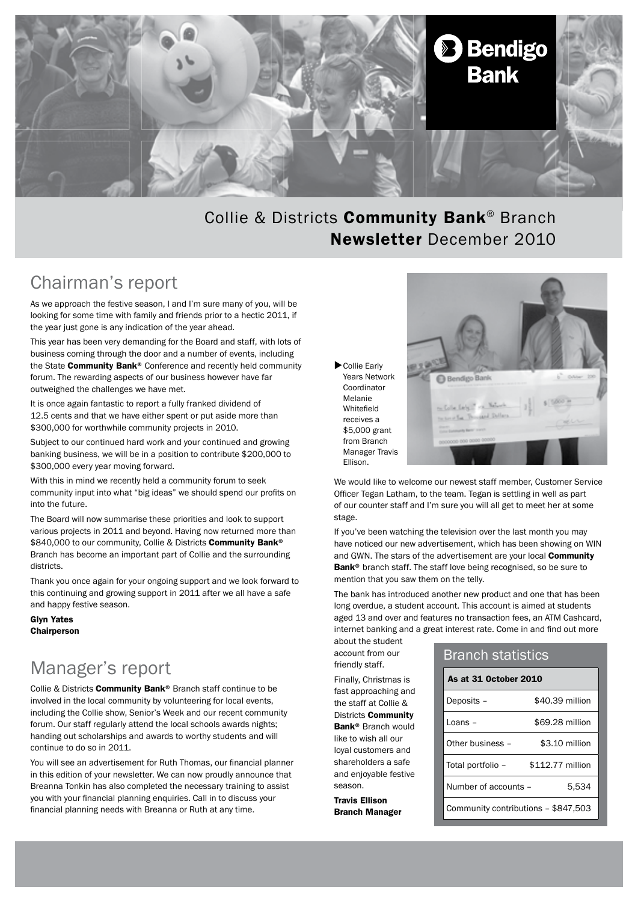Bendigo Bank

# Collie & Districts **Community Bank**® Branch **Newsletter** December 2010

## Chairman's report

As we approach the festive season, I and I'm sure many of you, will be looking for some time with family and friends prior to a hectic 2011, if the year just gone is any indication of the year ahead.

This year has been very demanding for the Board and staff, with lots of business coming through the door and a number of events, including the State **Community Bank®** Conference and recently held community forum. The rewarding aspects of our business however have far outweighed the challenges we have met.

It is once again fantastic to report a fully franked dividend of 12.5 cents and that we have either spent or put aside more than $300,000 for worthwhile community projects in 2010.

Subject to our continued hard work and your continued and growing banking business, we will be in a position to contribute $200,000 to $300,000 every year moving forward.

With this in mind we recently held a community forum to seek community input into what "big ideas" we should spend our profits on into the future.

The Board will now summarise these priorities and look to support various projects in 2011 and beyond. Having now returned more than $840,000 to our community, Collie & Districts **Community Bank®** Branch has become an important part of Collie and the surrounding districts.

Thank you once again for your ongoing support and we look forward to this continuing and growing support in 2011 after we all have a safe and happy festive season.

**Glyn Yates**
**Chairperson**

▶ Collie Early Years Network Coordinator Melanie Whitefield receives a $5,000 grant from Branch Manager Travis Ellison.

## Manager's report

Collie & Districts **Community Bank®** Branch staff continue to be involved in the local community by volunteering for local events, including the Collie show, Senior's Week and our recent community forum. Our staff regularly attend the local schools awards nights; handing out scholarships and awards to worthy students and will continue to do so in 2011.

You will see an advertisement for Ruth Thomas, our financial planner in this edition of your newsletter. We can now proudly announce that Breanna Tonkin has also completed the necessary training to assist you with your financial planning enquiries. Call in to discuss your financial planning needs with Breanna or Ruth at any time.

We would like to welcome our newest staff member, Customer Service Officer Tegan Latham, to the team. Tegan is settling in well as part of our counter staff and I'm sure you will all get to meet her at some stage.

If you've been watching the television over the last month you may have noticed our new advertisement, which has been showing on WIN and GWN. The stars of the advertisement are your local **Community Bank®** branch staff. The staff love being recognised, so be sure to mention that you saw them on the telly.

The bank has introduced another new product and one that has been long overdue, a student account. This account is aimed at students aged 13 and over and features no transaction fees, an ATM Cashcard, internet banking and a great interest rate. Come in and find out more about the student account from our friendly staff.

Finally, Christmas is fast approaching and the staff at Collie & Districts **Community Bank®** Branch would like to wish all our loyal customers and shareholders a safe and enjoyable festive season.

**Travis Ellison**
**Branch Manager**

## Branch statistics

| As at 31 October 2010 | |
|---|---|
| Deposits – | $40.39 million |
| Loans – | $69.28 million |
| Other business – | $3.10 million |
| Total portfolio – | $112.77 million |
| Number of accounts – | 5,534 |
| Community contributions – $847,503 | |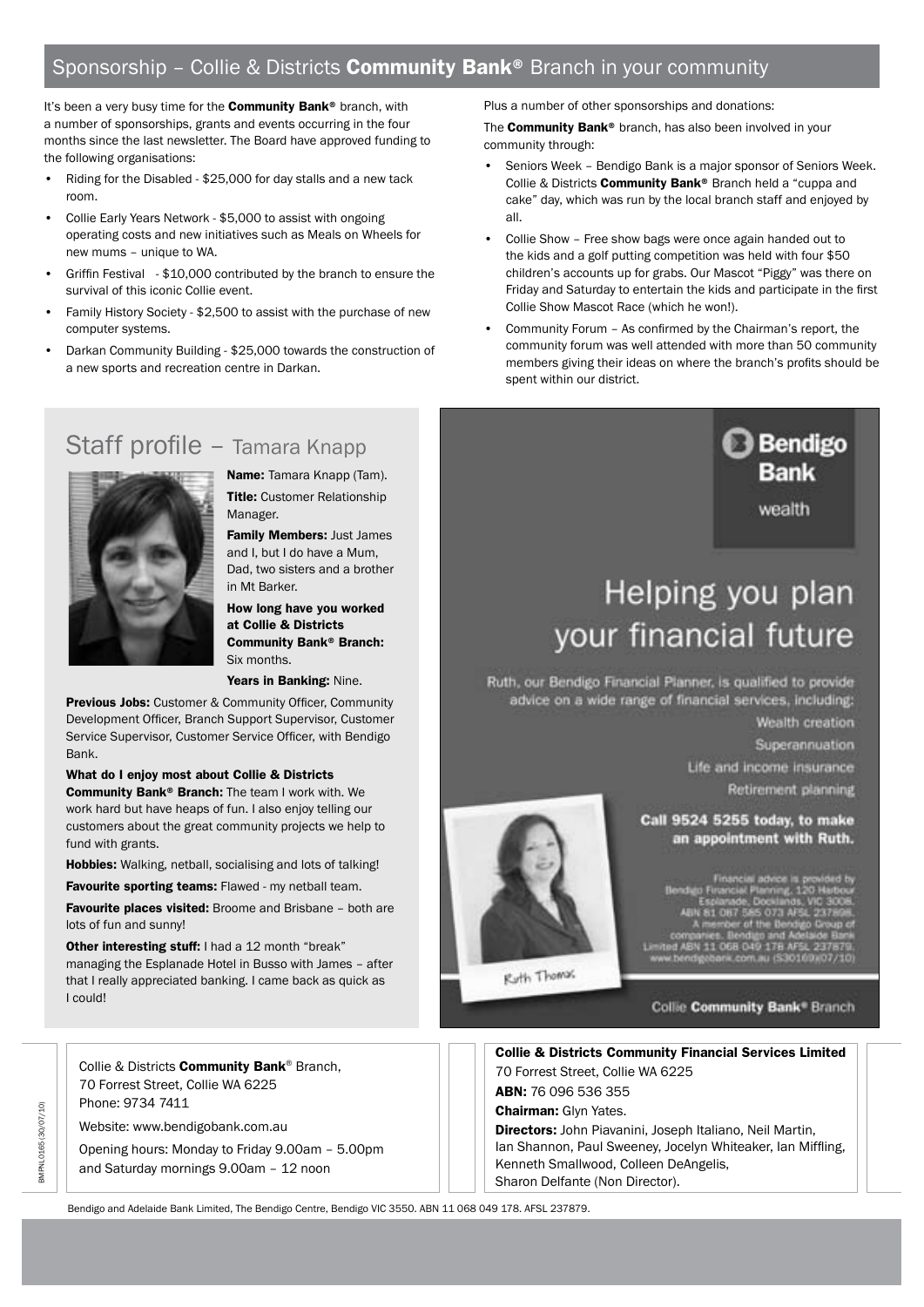## Sponsorship – Collie & Districts **Community Bank**® Branch in your community

It's been a very busy time for the **Community Bank**® branch, with a number of sponsorships, grants and events occurring in the four months since the last newsletter. The Board have approved funding to the following organisations:

- Riding for the Disabled - $25,000 for day stalls and a new tack room.
- Collie Early Years Network - $5,000 to assist with ongoing operating costs and new initiatives such as Meals on Wheels for new mums – unique to WA.
- Griffin Festival - $10,000 contributed by the branch to ensure the survival of this iconic Collie event.
- Family History Society - $2,500 to assist with the purchase of new computer systems.
- Darkan Community Building - $25,000 towards the construction of a new sports and recreation centre in Darkan.

Plus a number of other sponsorships and donations:

The **Community Bank**® branch, has also been involved in your community through:

- Seniors Week – Bendigo Bank is a major sponsor of Seniors Week. Collie & Districts **Community Bank**® Branch held a "cuppa and cake" day, which was run by the local branch staff and enjoyed by all.
- Collie Show – Free show bags were once again handed out to the kids and a golf putting competition was held with four $50 children's accounts up for grabs. Our Mascot "Piggy" was there on Friday and Saturday to entertain the kids and participate in the first Collie Show Mascot Race (which he won!).
- Community Forum – As confirmed by the Chairman's report, the community forum was well attended with more than 50 community members giving their ideas on where the branch's profits should be spent within our district.

## Staff profile – Tamara Knapp

**Name:** Tamara Knapp (Tam).

**Title:** Customer Relationship Manager.

**Family Members:** Just James and I, but I do have a Mum, Dad, two sisters and a brother in Mt Barker.

**How long have you worked at Collie & Districts Community Bank® Branch:** Six months.

**Years in Banking:** Nine.

**Previous Jobs:** Customer & Community Officer, Community Development Officer, Branch Support Supervisor, Customer Service Supervisor, Customer Service Officer, with Bendigo Bank.

**What do I enjoy most about Collie & Districts Community Bank® Branch:** The team I work with. We work hard but have heaps of fun. I also enjoy telling our customers about the great community projects we help to fund with grants.

**Hobbies:** Walking, netball, socialising and lots of talking!

**Favourite sporting teams:** Flawed - my netball team.

**Favourite places visited:** Broome and Brisbane – both are lots of fun and sunny!

**Other interesting stuff:** I had a 12 month "break" managing the Esplanade Hotel in Busso with James – after that I really appreciated banking. I came back as quick as I could!

**Bendigo Bank**
wealth

# Helping you plan your financial future

Ruth, our Bendigo Financial Planner, is qualified to provide advice on a wide range of financial services, including:

Wealth creation
Superannuation
Life and income insurance
Retirement planning

**Call 9524 5255 today, to make an appointment with Ruth.**

Financial advice is provided by Bendigo Financial Planning, 120 Harbour Esplanade, Docklands, VIC 3008. ABN 81 087 585 073 AFSL 237898. A member of the Bendigo Group of companies. Bendigo and Adelaide Bank Limited ABN 11 068 049 178 AFSL 237879. www.bendigobank.com.au (S30169)(07/10)

Ruth Thomas

Collie **Community Bank**® Branch

Collie & Districts **Community Bank**® Branch,
70 Forrest Street, Collie WA 6225
Phone: 9734 7411

Website: www.bendigobank.com.au

Opening hours: Monday to Friday 9.00am – 5.00pm and Saturday mornings 9.00am – 12 noon

**Collie & Districts Community Financial Services Limited**
70 Forrest Street, Collie WA 6225
**ABN:** 76 096 536 355
**Chairman:** Glyn Yates.
**Directors:** John Piavanini, Joseph Italiano, Neil Martin, Ian Shannon, Paul Sweeney, Jocelyn Whiteaker, Ian Miffling, Kenneth Smallwood, Colleen DeAngelis, Sharon Delfante (Non Director).

BMPNL0165 (30/07/10)

Bendigo and Adelaide Bank Limited, The Bendigo Centre, Bendigo VIC 3550. ABN 11 068 049 178. AFSL 237879.